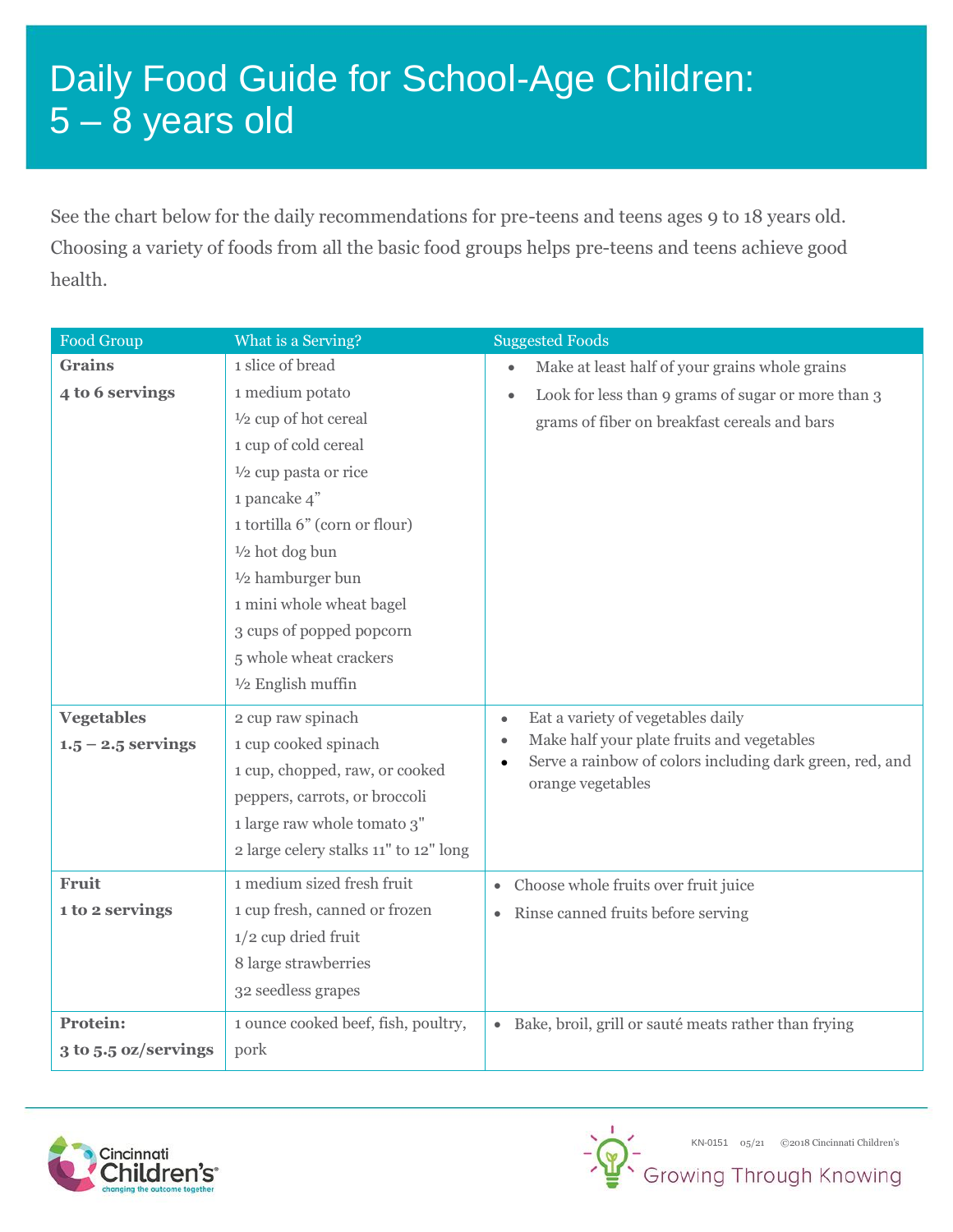# Daily Food Guide for School-Age Children: 5 – 8 years old

See the chart below for the daily recommendations for pre-teens and teens ages 9 to 18 years old. Choosing a variety of foods from all the basic food groups helps pre-teens and teens achieve good health.

| Food Group | What is a Serving? | Suggested Foods |
|---|---|---|
| **Grains**<br>**4 to 6 servings** | 1 slice of bread<br>1 medium potato<br>½ cup of hot cereal<br>1 cup of cold cereal<br>½ cup pasta or rice<br>1 pancake 4"<br>1 tortilla 6" (corn or flour)<br>½ hot dog bun<br>½ hamburger bun<br>1 mini whole wheat bagel<br>3 cups of popped popcorn<br>5 whole wheat crackers<br>½ English muffin | • Make at least half of your grains whole grains<br>• Look for less than 9 grams of sugar or more than 3 grams of fiber on breakfast cereals and bars |
| **Vegetables**<br>**1.5 – 2.5 servings** | 2 cup raw spinach<br>1 cup cooked spinach<br>1 cup, chopped, raw, or cooked peppers, carrots, or broccoli<br>1 large raw whole tomato 3"<br>2 large celery stalks 11" to 12" long | • Eat a variety of vegetables daily<br>• Make half your plate fruits and vegetables<br>• Serve a rainbow of colors including dark green, red, and orange vegetables |
| **Fruit**<br>**1 to 2 servings** | 1 medium sized fresh fruit<br>1 cup fresh, canned or frozen<br>1/2 cup dried fruit<br>8 large strawberries<br>32 seedless grapes | • Choose whole fruits over fruit juice<br>• Rinse canned fruits before serving |
| **Protein:**<br>**3 to 5.5 oz/servings** | 1 ounce cooked beef, fish, poultry, pork | • Bake, broil, grill or sauté meats rather than frying |

KN-0151 05/21 ©2018 Cincinnati Children's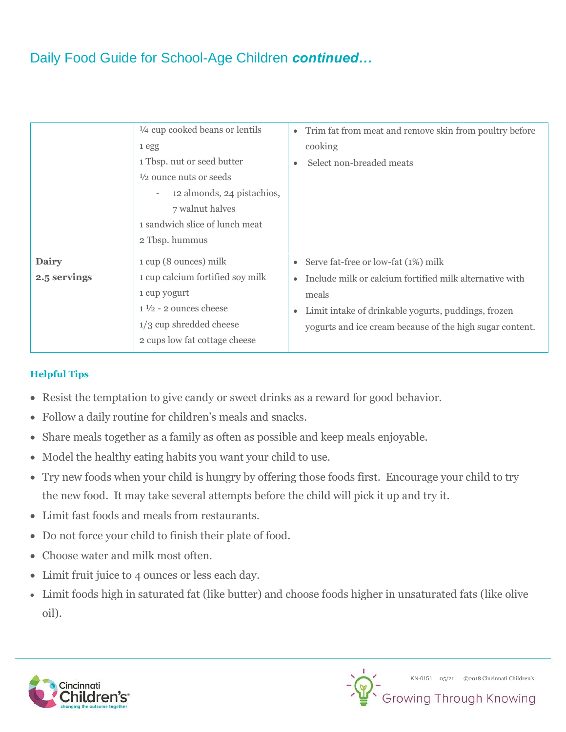# Daily Food Guide for School-Age Children ***continued…***

| | | |
|---|---|---|
| | ¼ cup cooked beans or lentils<br>1 egg<br>1 Tbsp. nut or seed butter<br>½ ounce nuts or seeds<br>- 12 almonds, 24 pistachios, 7 walnut halves<br>1 sandwich slice of lunch meat<br>2 Tbsp. hummus | • Trim fat from meat and remove skin from poultry before cooking<br>• Select non-breaded meats |
| **Dairy**<br>**2.5 servings** | 1 cup (8 ounces) milk<br>1 cup calcium fortified soy milk<br>1 cup yogurt<br>1 ½ - 2 ounces cheese<br>1/3 cup shredded cheese<br>2 cups low fat cottage cheese | • Serve fat-free or low-fat (1%) milk<br>• Include milk or calcium fortified milk alternative with meals<br>• Limit intake of drinkable yogurts, puddings, frozen yogurts and ice cream because of the high sugar content. |

### Helpful Tips

- Resist the temptation to give candy or sweet drinks as a reward for good behavior.
- Follow a daily routine for children's meals and snacks.
- Share meals together as a family as often as possible and keep meals enjoyable.
- Model the healthy eating habits you want your child to use.
- Try new foods when your child is hungry by offering those foods first. Encourage your child to try the new food. It may take several attempts before the child will pick it up and try it.
- Limit fast foods and meals from restaurants.
- Do not force your child to finish their plate of food.
- Choose water and milk most often.
- Limit fruit juice to 4 ounces or less each day.
- Limit foods high in saturated fat (like butter) and choose foods higher in unsaturated fats (like olive oil).

KN-0151 05/21 ©2018 Cincinnati Children's